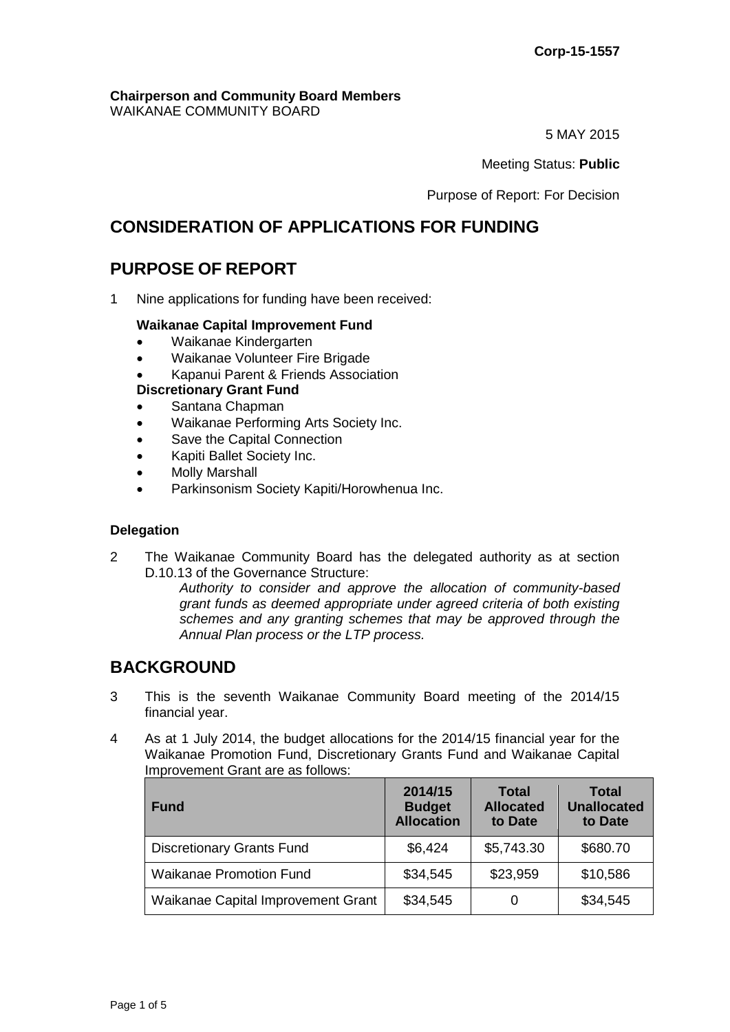**Corp-15-1557**

**Chairperson and Community Board Members**
WAIKANAE COMMUNITY BOARD

5 MAY 2015

Meeting Status: **Public**

Purpose of Report: For Decision

## CONSIDERATION OF APPLICATIONS FOR FUNDING

## PURPOSE OF REPORT

1 Nine applications for funding have been received:

**Waikanae Capital Improvement Fund**

- Waikanae Kindergarten
- Waikanae Volunteer Fire Brigade
- Kapanui Parent & Friends Association

**Discretionary Grant Fund**

- Santana Chapman
- Waikanae Performing Arts Society Inc.
- Save the Capital Connection
- Kapiti Ballet Society Inc.
- Molly Marshall
- Parkinsonism Society Kapiti/Horowhenua Inc.

### Delegation

2 The Waikanae Community Board has the delegated authority as at section D.10.13 of the Governance Structure:

*Authority to consider and approve the allocation of community-based grant funds as deemed appropriate under agreed criteria of both existing schemes and any granting schemes that may be approved through the Annual Plan process or the LTP process.*

## BACKGROUND

3 This is the seventh Waikanae Community Board meeting of the 2014/15 financial year.

4 As at 1 July 2014, the budget allocations for the 2014/15 financial year for the Waikanae Promotion Fund, Discretionary Grants Fund and Waikanae Capital Improvement Grant are as follows:

| Fund | 2014/15 Budget Allocation | Total Allocated to Date | Total Unallocated to Date |
|---|---|---|---|
| Discretionary Grants Fund | $6,424 | $5,743.30 | $680.70 |
| Waikanae Promotion Fund | $34,545 | $23,959 | $10,586 |
| Waikanae Capital Improvement Grant | $34,545 | 0 | $34,545 |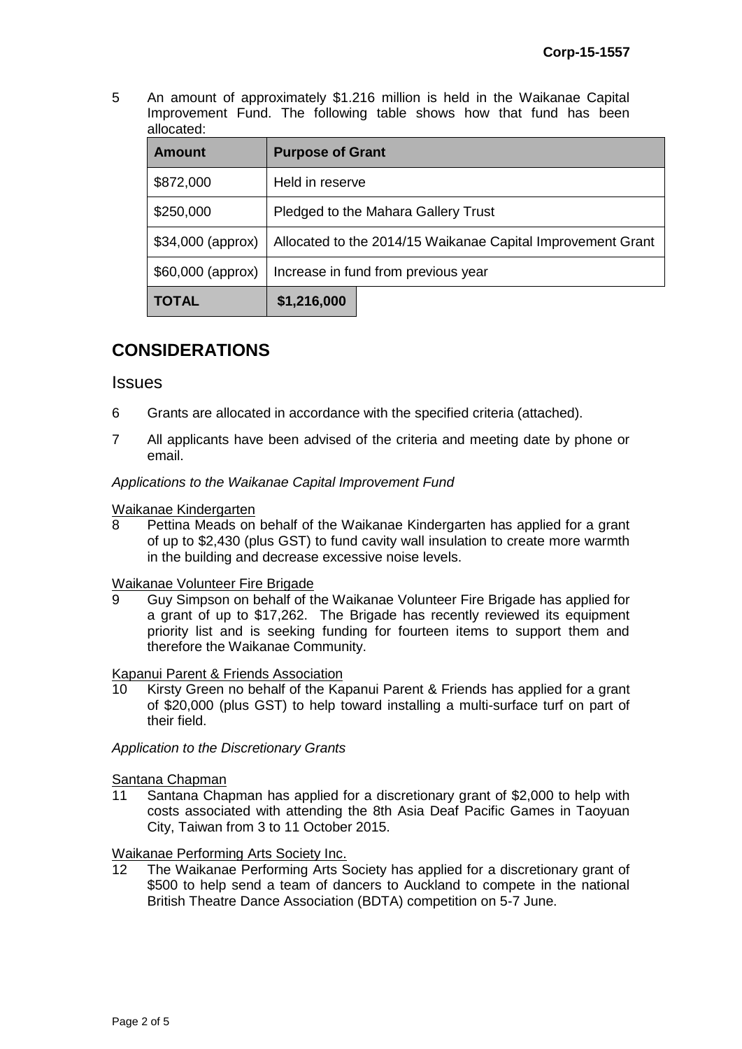5 An amount of approximately $1.216 million is held in the Waikanae Capital Improvement Fund. The following table shows how that fund has been allocated:

| Amount | Purpose of Grant |
|---|---|
| $872,000 | Held in reserve |
| $250,000 | Pledged to the Mahara Gallery Trust |
| $34,000 (approx) | Allocated to the 2014/15 Waikanae Capital Improvement Grant |
| $60,000 (approx) | Increase in fund from previous year |
| **TOTAL** | **$1,216,000** |

## CONSIDERATIONS

### Issues

6 Grants are allocated in accordance with the specified criteria (attached).

7 All applicants have been advised of the criteria and meeting date by phone or email.

*Applications to the Waikanae Capital Improvement Fund*

Waikanae Kindergarten

8 Pettina Meads on behalf of the Waikanae Kindergarten has applied for a grant of up to $2,430 (plus GST) to fund cavity wall insulation to create more warmth in the building and decrease excessive noise levels.

Waikanae Volunteer Fire Brigade

9 Guy Simpson on behalf of the Waikanae Volunteer Fire Brigade has applied for a grant of up to $17,262. The Brigade has recently reviewed its equipment priority list and is seeking funding for fourteen items to support them and therefore the Waikanae Community.

Kapanui Parent & Friends Association

10 Kirsty Green no behalf of the Kapanui Parent & Friends has applied for a grant of $20,000 (plus GST) to help toward installing a multi-surface turf on part of their field.

*Application to the Discretionary Grants*

Santana Chapman

11 Santana Chapman has applied for a discretionary grant of $2,000 to help with costs associated with attending the 8th Asia Deaf Pacific Games in Taoyuan City, Taiwan from 3 to 11 October 2015.

Waikanae Performing Arts Society Inc.

12 The Waikanae Performing Arts Society has applied for a discretionary grant of $500 to help send a team of dancers to Auckland to compete in the national British Theatre Dance Association (BDTA) competition on 5-7 June.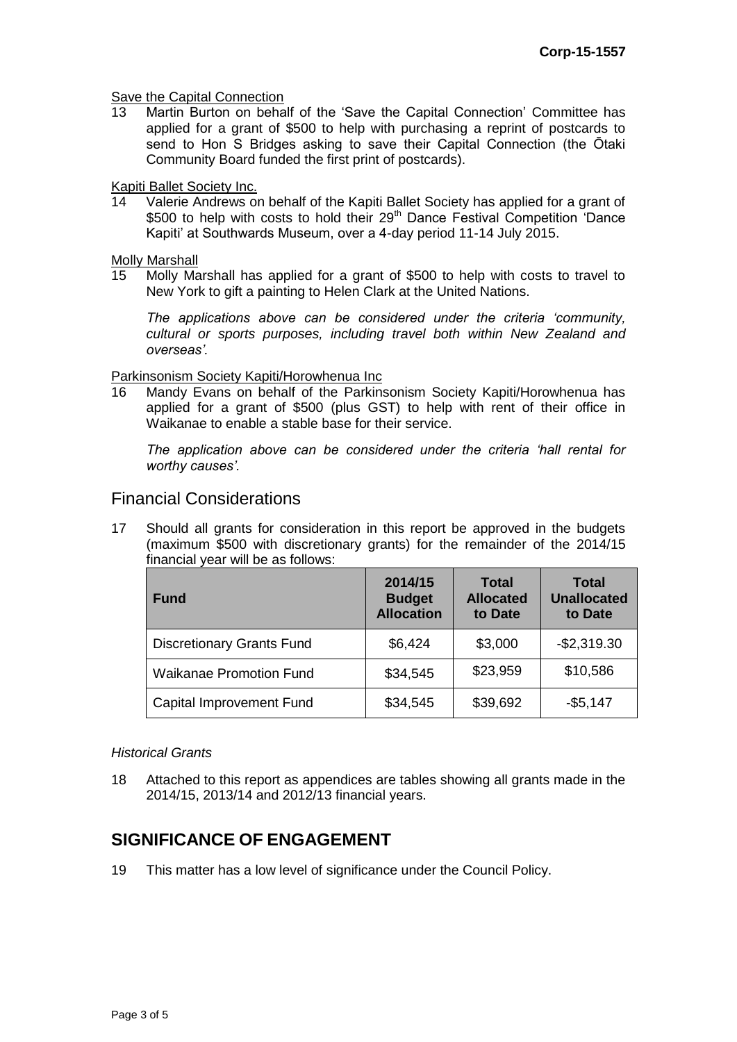Save the Capital Connection

13 Martin Burton on behalf of the 'Save the Capital Connection' Committee has applied for a grant of $500 to help with purchasing a reprint of postcards to send to Hon S Bridges asking to save their Capital Connection (the Ōtaki Community Board funded the first print of postcards).

Kapiti Ballet Society Inc.

14 Valerie Andrews on behalf of the Kapiti Ballet Society has applied for a grant of $500 to help with costs to hold their 29th Dance Festival Competition 'Dance Kapiti' at Southwards Museum, over a 4-day period 11-14 July 2015.

Molly Marshall

15 Molly Marshall has applied for a grant of $500 to help with costs to travel to New York to gift a painting to Helen Clark at the United Nations.

*The applications above can be considered under the criteria 'community, cultural or sports purposes, including travel both within New Zealand and overseas'.*

Parkinsonism Society Kapiti/Horowhenua Inc

16 Mandy Evans on behalf of the Parkinsonism Society Kapiti/Horowhenua has applied for a grant of $500 (plus GST) to help with rent of their office in Waikanae to enable a stable base for their service.

*The application above can be considered under the criteria 'hall rental for worthy causes'.*

## Financial Considerations

17 Should all grants for consideration in this report be approved in the budgets (maximum $500 with discretionary grants) for the remainder of the 2014/15 financial year will be as follows:

| Fund | 2014/15 Budget Allocation | Total Allocated to Date | Total Unallocated to Date |
|---|---|---|---|
| Discretionary Grants Fund | $6,424 | $3,000 | -$2,319.30 |
| Waikanae Promotion Fund | $34,545 | $23,959 | $10,586 |
| Capital Improvement Fund | $34,545 | $39,692 | -$5,147 |

*Historical Grants*

18 Attached to this report as appendices are tables showing all grants made in the 2014/15, 2013/14 and 2012/13 financial years.

## SIGNIFICANCE OF ENGAGEMENT

19 This matter has a low level of significance under the Council Policy.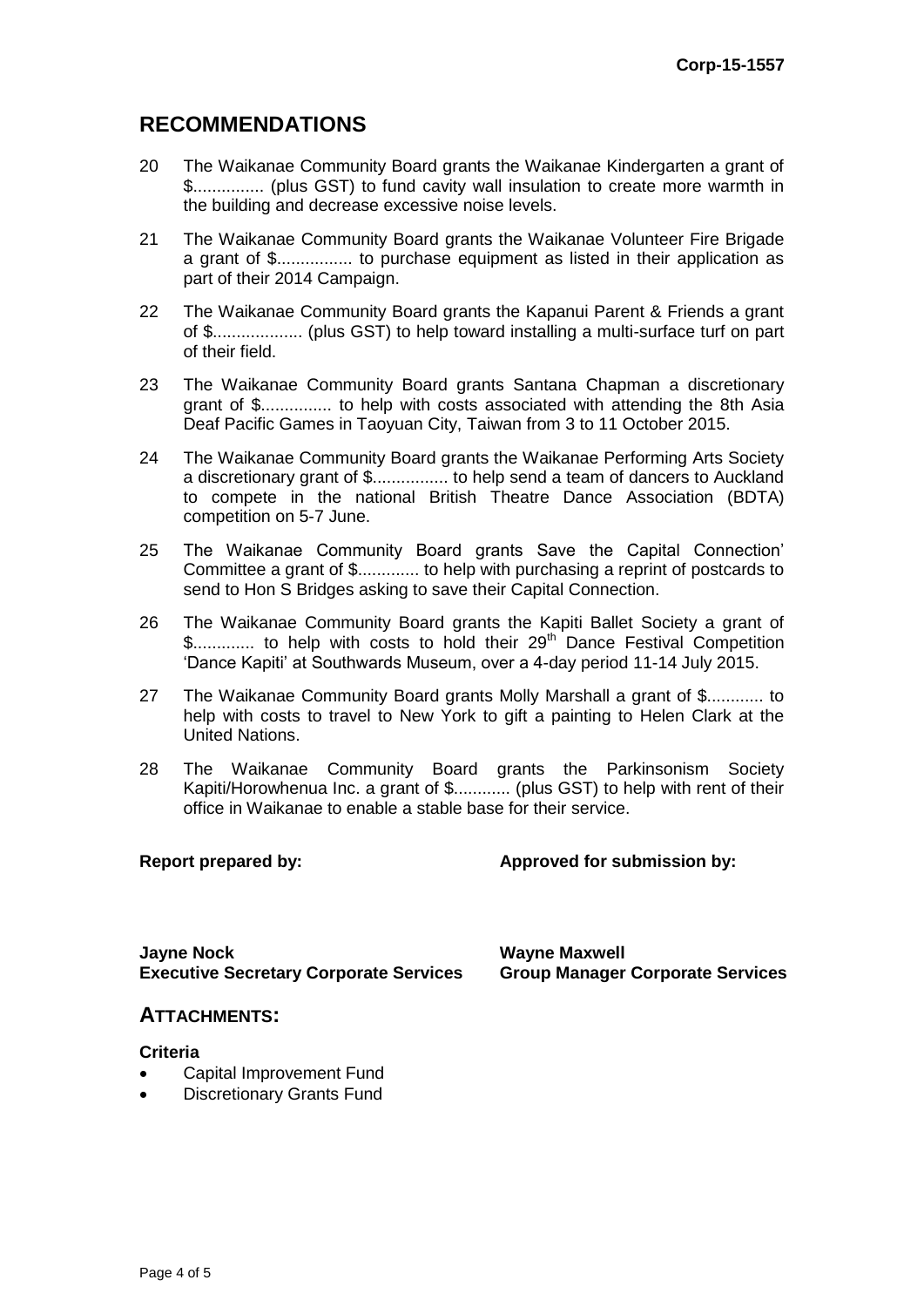## RECOMMENDATIONS

20 The Waikanae Community Board grants the Waikanae Kindergarten a grant of $............... (plus GST) to fund cavity wall insulation to create more warmth in the building and decrease excessive noise levels.

21 The Waikanae Community Board grants the Waikanae Volunteer Fire Brigade a grant of $................ to purchase equipment as listed in their application as part of their 2014 Campaign.

22 The Waikanae Community Board grants the Kapanui Parent & Friends a grant of $................... (plus GST) to help toward installing a multi-surface turf on part of their field.

23 The Waikanae Community Board grants Santana Chapman a discretionary grant of $............... to help with costs associated with attending the 8th Asia Deaf Pacific Games in Taoyuan City, Taiwan from 3 to 11 October 2015.

24 The Waikanae Community Board grants the Waikanae Performing Arts Society a discretionary grant of $................ to help send a team of dancers to Auckland to compete in the national British Theatre Dance Association (BDTA) competition on 5-7 June.

25 The Waikanae Community Board grants Save the Capital Connection' Committee a grant of $............. to help with purchasing a reprint of postcards to send to Hon S Bridges asking to save their Capital Connection.

26 The Waikanae Community Board grants the Kapiti Ballet Society a grant of $............. to help with costs to hold their 29th Dance Festival Competition 'Dance Kapiti' at Southwards Museum, over a 4-day period 11-14 July 2015.

27 The Waikanae Community Board grants Molly Marshall a grant of $............ to help with costs to travel to New York to gift a painting to Helen Clark at the United Nations.

28 The Waikanae Community Board grants the Parkinsonism Society Kapiti/Horowhenua Inc. a grant of $............ (plus GST) to help with rent of their office in Waikanae to enable a stable base for their service.

| **Report prepared by:** | **Approved for submission by:** |
|---|---|
| **Jayne Nock** | **Wayne Maxwell** |
| **Executive Secretary Corporate Services** | **Group Manager Corporate Services** |

## ATTACHMENTS:

**Criteria**

- Capital Improvement Fund
- Discretionary Grants Fund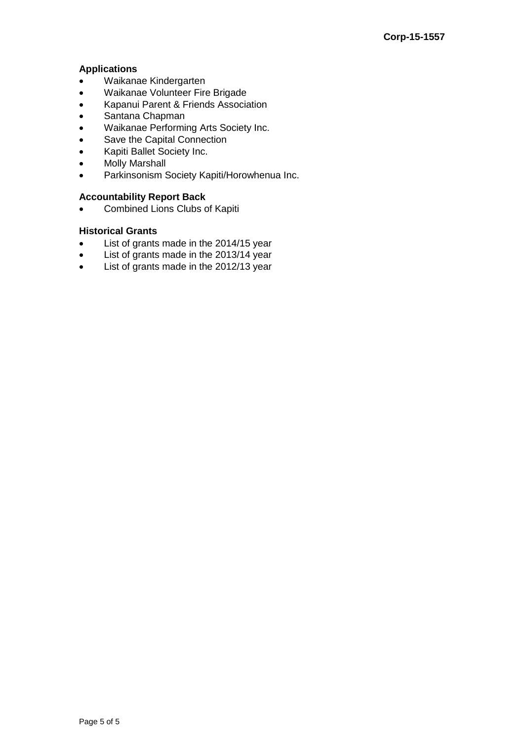**Applications**

- Waikanae Kindergarten
- Waikanae Volunteer Fire Brigade
- Kapanui Parent & Friends Association
- Santana Chapman
- Waikanae Performing Arts Society Inc.
- Save the Capital Connection
- Kapiti Ballet Society Inc.
- Molly Marshall
- Parkinsonism Society Kapiti/Horowhenua Inc.

**Accountability Report Back**

- Combined Lions Clubs of Kapiti

**Historical Grants**

- List of grants made in the 2014/15 year
- List of grants made in the 2013/14 year
- List of grants made in the 2012/13 year